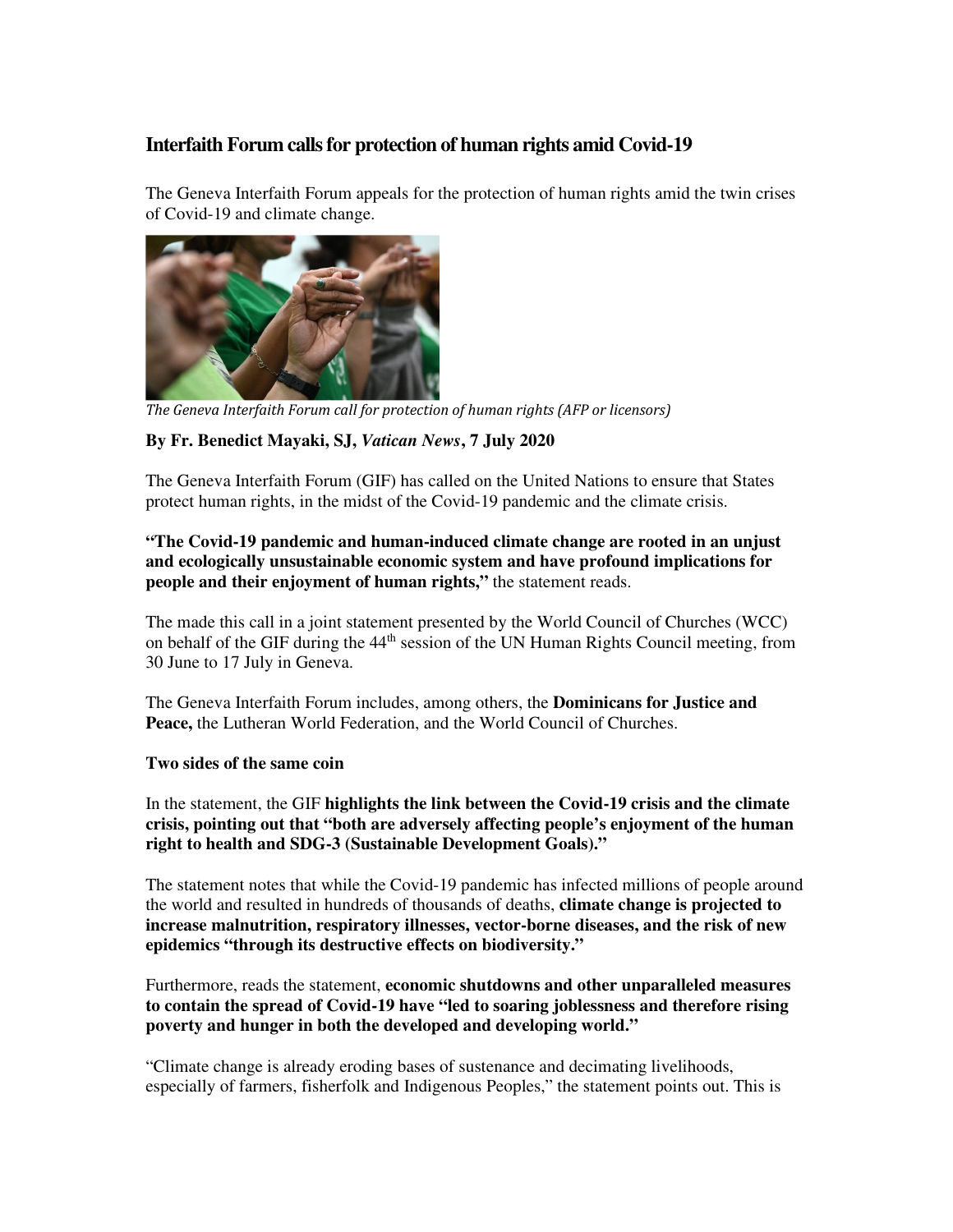## Interfaith Forum calls for protection of human rights amid Covid-19

The Geneva Interfaith Forum appeals for the protection of human rights amid the twin crises of Covid-19 and climate change.

*The Geneva Interfaith Forum call for protection of human rights (AFP or licensors)*

**By Fr. Benedict Mayaki, SJ, *Vatican News*, 7 July 2020**

The Geneva Interfaith Forum (GIF) has called on the United Nations to ensure that States protect human rights, in the midst of the Covid-19 pandemic and the climate crisis.

**"The Covid-19 pandemic and human-induced climate change are rooted in an unjust and ecologically unsustainable economic system and have profound implications for people and their enjoyment of human rights,"** the statement reads.

The made this call in a joint statement presented by the World Council of Churches (WCC) on behalf of the GIF during the 44th session of the UN Human Rights Council meeting, from 30 June to 17 July in Geneva.

The Geneva Interfaith Forum includes, among others, the **Dominicans for Justice and Peace,** the Lutheran World Federation, and the World Council of Churches.

**Two sides of the same coin**

In the statement, the GIF **highlights the link between the Covid-19 crisis and the climate crisis, pointing out that "both are adversely affecting people's enjoyment of the human right to health and SDG-3 (Sustainable Development Goals)."**

The statement notes that while the Covid-19 pandemic has infected millions of people around the world and resulted in hundreds of thousands of deaths, **climate change is projected to increase malnutrition, respiratory illnesses, vector-borne diseases, and the risk of new epidemics "through its destructive effects on biodiversity."**

Furthermore, reads the statement, **economic shutdowns and other unparalleled measures to contain the spread of Covid-19 have "led to soaring joblessness and therefore rising poverty and hunger in both the developed and developing world."**

"Climate change is already eroding bases of sustenance and decimating livelihoods, especially of farmers, fisherfolk and Indigenous Peoples," the statement points out. This is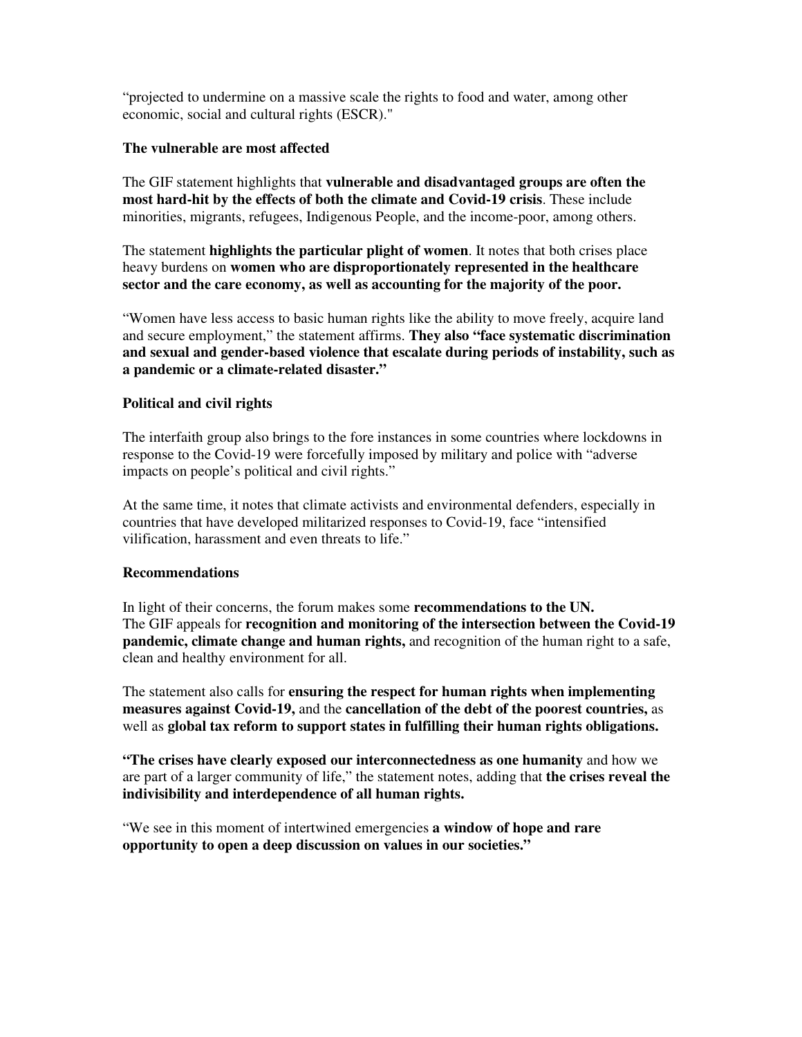"projected to undermine on a massive scale the rights to food and water, among other economic, social and cultural rights (ESCR)."

**The vulnerable are most affected**

The GIF statement highlights that **vulnerable and disadvantaged groups are often the most hard-hit by the effects of both the climate and Covid-19 crisis**. These include minorities, migrants, refugees, Indigenous People, and the income-poor, among others.

The statement **highlights the particular plight of women**. It notes that both crises place heavy burdens on **women who are disproportionately represented in the healthcare sector and the care economy, as well as accounting for the majority of the poor.**

"Women have less access to basic human rights like the ability to move freely, acquire land and secure employment," the statement affirms. **They also "face systematic discrimination and sexual and gender-based violence that escalate during periods of instability, such as a pandemic or a climate-related disaster."**

**Political and civil rights**

The interfaith group also brings to the fore instances in some countries where lockdowns in response to the Covid-19 were forcefully imposed by military and police with "adverse impacts on people's political and civil rights."

At the same time, it notes that climate activists and environmental defenders, especially in countries that have developed militarized responses to Covid-19, face "intensified vilification, harassment and even threats to life."

**Recommendations**

In light of their concerns, the forum makes some **recommendations to the UN.**
The GIF appeals for **recognition and monitoring of the intersection between the Covid-19 pandemic, climate change and human rights,** and recognition of the human right to a safe, clean and healthy environment for all.

The statement also calls for **ensuring the respect for human rights when implementing measures against Covid-19,** and the **cancellation of the debt of the poorest countries,** as well as **global tax reform to support states in fulfilling their human rights obligations.**

**"The crises have clearly exposed our interconnectedness as one humanity** and how we are part of a larger community of life," the statement notes, adding that **the crises reveal the indivisibility and interdependence of all human rights.**

"We see in this moment of intertwined emergencies **a window of hope and rare opportunity to open a deep discussion on values in our societies."**